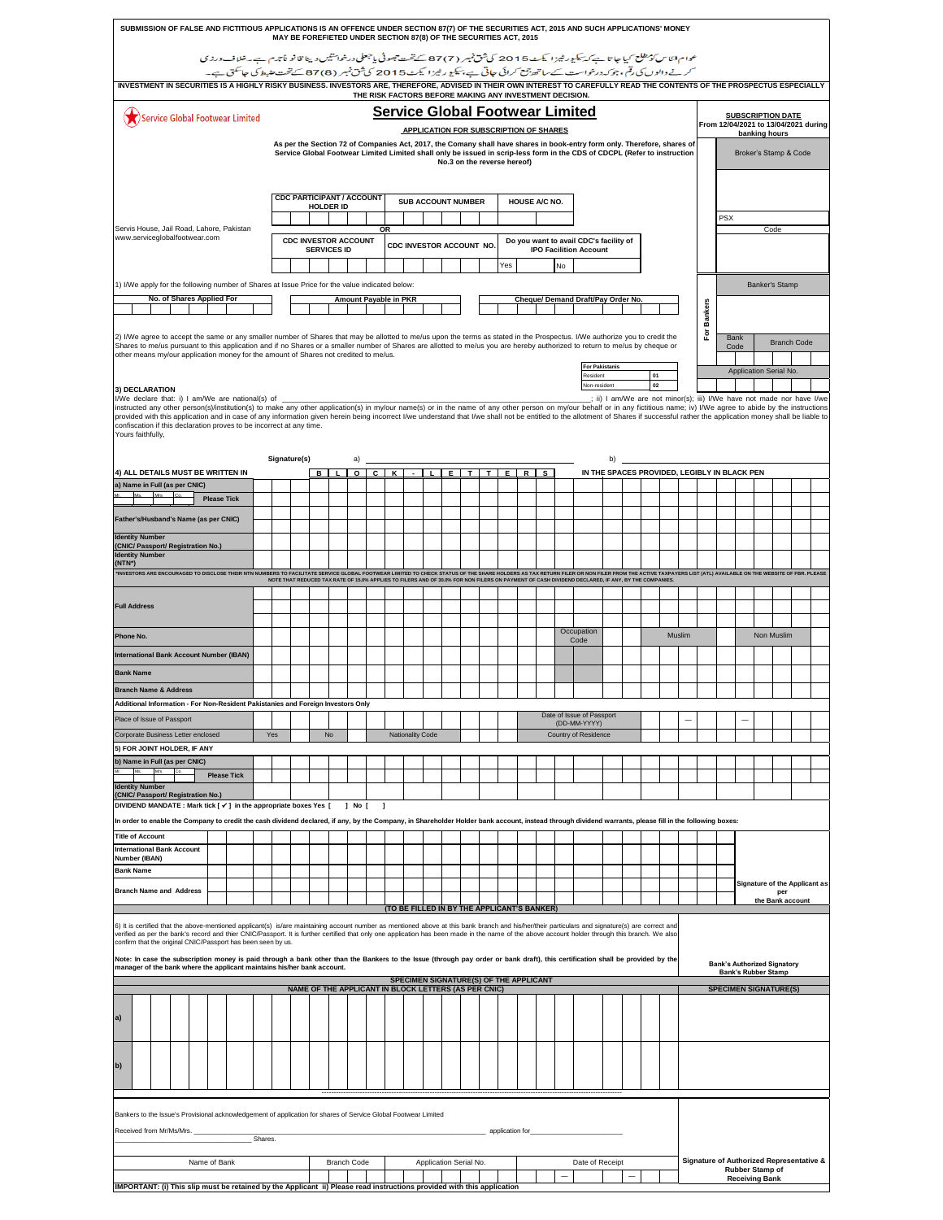**SUBMISSION OF FALSE AND FICTITIOUS APPLICATIONS IS AN OFFENCE UNDER SECTION 87(7) OF THE SECURITIES ACT, 2015 AND SUCH APPLICATIONS' MONEY MAY BE FOREFEITED UNDER SECTION 87(8) OF THE SECURITIES ACT, 2015**

عوام الناس کو مطلع کیا جاتا ہے کہ سیکیورٹیز ایکٹ 2015 کی شق نمبر (7)87 کے تحت جھوٹی یا جعلی درخواستیں دینا قانوناً جرم ہے۔ خلاف ورزی کرنے والوں کی رقم، جو کہ درخواست کے ساتھ جمع کرائی جاتی ہے، سیکیورٹیز ایکٹ 2015 کی شق نمبر (8)87 کے تحت ضبط کی جا سکتی ہے۔

**INVESTMENT IN SECURITIES IS A HIGHLY RISKY BUSINESS. INVESTORS ARE, THEREFORE, ADVISED IN THEIR OWN INTEREST TO CAREFULLY READ THE CONTENTS OF THE PROSPECTUS ESPECIALLY THE RISK FACTORS BEFORE MAKING ANY INVESTMENT DECISION.**

Service Global Footwear Limited

# Service Global Footwear Limited

## APPLICATION FOR SUBSCRIPTION OF SHARES

**As per the Section 72 of Companies Act, 2017, the Comany shall have shares in book-entry form only. Therefore, shares of Service Global Footwear Limited Limited shall only be issued in scrip-less form in the CDS of CDCPL (Refer to instruction No.3 on the reverse hereof)**

**SUBSCRIPTION DATE**
From 12/04/2021 to 13/04/2021 during banking hours

Broker's Stamp & Code

PSX | Code

Servis House, Jail Road, Lahore, Pakistan
www.serviceglobalfootwear.com

| CDC PARTICIPANT / ACCOUNT HOLDER ID | SUB ACCOUNT NUMBER | HOUSE A/C NO. |
|---|---|---|
| | | |

OR

| CDC INVESTOR ACCOUNT SERVICES ID | CDC INVESTOR ACCOUNT NO. | Do you want to avail CDC's facility of IPO Facilition Account |
|---|---|---|
| | | Yes / No |

1) I/We apply for the following number of Shares at Issue Price for the value indicated below:

| No. of Shares Applied For | Amount Payable in PKR | Cheque/ Demand Draft/Pay Order No. |
|---|---|---|
| | | |

For Bankers: Banker's Stamp | Bank Code | Branch Code | Application Serial No.

2) I/We agree to accept the same or any smaller number of Shares that may be allotted to me/us upon the terms as stated in the Prospectus. I/We authorize you to credit the Shares to me/us pursuant to this application and if no Shares or a smaller number of Shares are allotted to me/us you are hereby authorized to return to me/us by cheque or other means my/our application money for the amount of Shares not credited to me/us.

| For Pakistanis | |
|---|---|
| Resident | 01 |
| Non-resident | 02 |

**3) DECLARATION**

I/We declare that: i) I am/We are national(s) of ______________________________; ii) I am/We are not minor(s); iii) I/We have not made nor have I/We instructed any other person(s)/institution(s) to make any other application(s) in my/our name(s) or in the name of any other person on my/our behalf or in any fictitious name; iv) I/We agree to abide by the instructions provided with this application and in case of any information given herein being incorrect I/We understand that I/we shall not be entitled to the allotment of Shares if successful rather the application money shall be liable to confiscation if this declaration proves to be incorrect at any time.

Yours faithfully,

Signature(s) a) ______________ b) ______________

**4) ALL DETAILS MUST BE WRITTEN IN BLOCK - LETTERS IN THE SPACES PROVIDED, LEGIBLY IN BLACK PEN**

| Field | |
|---|---|
| **a) Name in Full (as per CNIC)** Mr. / Ms. / Mrs. / Co. **Please Tick** | |
| **Father's/Husband's Name (as per CNIC)** | |
| **Identity Number (CNIC/ Passport/ Registration No.)** | |
| **Identity Number (NTN*)** | |

*INVESTORS ARE ENCOURAGED TO DISCLOSE THEIR NTN NUMBERS TO FACILITATE SERVICE GLOBAL FOOTWEAR LIMITED TO CHECK STATUS OF THE SHARE HOLDERS AS TAX RETURN FILER OR NON FILER FROM THE ACTIVE TAXPAYERS LIST (ATL) AVAILABLE ON THE WEBSITE OF FBR. PLEASE NOTE THAT REDUCED TAX RATE OF 15.0% APPLIES TO FILERS AND OF 30.0% FOR NON FILERS ON PAYMENT OF CASH DIVIDEND DECLARED, IF ANY, BY THE COMPANIES.

| Field | |
|---|---|
| **Full Address** | |
| **Phone No.** | Occupation Code / Muslim / Non Muslim |
| **International Bank Account Number (IBAN)** | |
| **Bank Name** | |
| **Branch Name & Address** | |

**Additional Information - For Non-Resident Pakistanies and Foreign Investors Only**

| Field | | Field | |
|---|---|---|---|
| Place of Issue of Passport | | Date of Issue of Passport (DD-MM-YYYY) | |
| Corporate Business Letter enclosed | Yes / No | Nationality Code | Country of Residence |

**5) FOR JOINT HOLDER, IF ANY**

| Field | |
|---|---|
| **b) Name in Full (as per CNIC)** Mr. / Ms. / Mrs. / Co. **Please Tick** | |
| **Identity Number (CNIC/ Passport/ Registration No.)** | |

**DIVIDEND MANDATE : Mark tick [ ✓ ] in the appropriate boxes Yes [ ] No [ ]**

**In order to enable the Company to credit the cash dividend declared, if any, by the Company, in Shareholder Holder bank account, instead through dividend warrants, please fill in the following boxes:**

| Field | |
|---|---|
| **Title of Account** | |
| **International Bank Account Number (IBAN)** | |
| **Bank Name** | |
| **Branch Name and Address** | |

**Signature of the Applicant as per the Bank account**

**(TO BE FILLED IN BY THE APPLICANT'S BANKER)**

6) It is certified that the above-mentioned applicant(s) is/are maintaining account number as mentioned above at this bank branch and his/her/their particulars and signature(s) are correct and verified as per the bank's record and thier CNIC/Passport. It is further certified that only one application has been made in the name of the above account holder through this branch. We also confirm that the original CNIC/Passport has been seen by us.

**Note: In case the subscription money is paid through a bank other than the Bankers to the Issue (through pay order or bank draft), this certification shall be provided by the manager of the bank where the applicant maintains his/her bank account.**

**Bank's Authorized Signatory**
**Bank's Rubber Stamp**

**SPECIMEN SIGNATURE(S) OF THE APPLICANT**

| | NAME OF THE APPLICANT IN BLOCK LETTERS (AS PER CNIC) | SPECIMEN SIGNATURE(S) |
|---|---|---|
| **a)** | | |
| **b)** | | |

Bankers to the Issue's Provisional acknowledgement of application for shares of Service Global Footwear Limited

Received from Mr/Ms/Mrs. ____________________________________________ application for ________________ Shares.

| Name of Bank | Branch Code | Application Serial No. | Date of Receipt |
|---|---|---|---|
| | | | |

**Signature of Authorized Representative & Rubber Stamp of Receiving Bank**

**IMPORTANT: (i) This slip must be retained by the Applicant ii) Please read instructions provided with this application**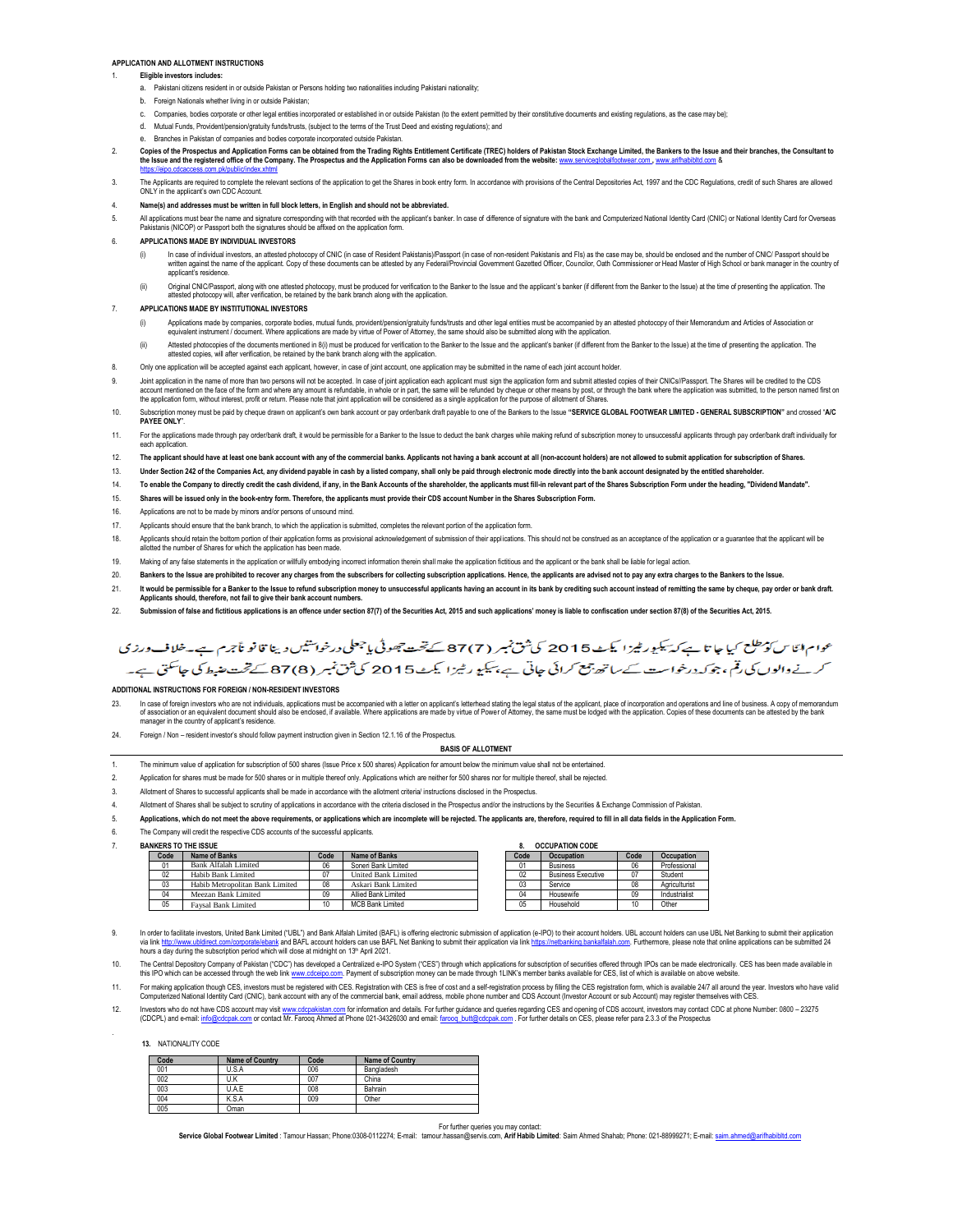**APPLICATION AND ALLOTMENT INSTRUCTIONS**

1. **Eligible investors includes:**
   a. Pakistani citizens resident in or outside Pakistan or Persons holding two nationalities including Pakistani nationality;
   b. Foreign Nationals whether living in or outside Pakistan;
   c. Companies, bodies corporate or other legal entities incorporated or established in or outside Pakistan (to the extent permitted by their constitutive documents and existing regulations, as the case may be);
   d. Mutual Funds, Provident/pension/gratuity funds/trusts, (subject to the terms of the Trust Deed and existing regulations); and
   e. Branches in Pakistan of companies and bodies corporate incorporated outside Pakistan.
2. **Copies of the Prospectus and Application Forms can be obtained from the Trading Rights Entitlement Certificate (TREC) holders of Pakistan Stock Exchange Limited, the Bankers to the Issue and their branches, the Consultant to the Issue and the registered office of the Company. The Prospectus and the Application Forms can also be downloaded from the website:** www.serviceglobalfootwear.com , www.arifhabibltd.com & https://eipo.cdcaccess.com.pk/public/index.xhtml
3. The Applicants are required to complete the relevant sections of the application to get the Shares in book entry form. In accordance with provisions of the Central Depositories Act, 1997 and the CDC Regulations, credit of such Shares are allowed ONLY in the applicant's own CDC Account.
4. **Name(s) and addresses must be written in full block letters, in English and should not be abbreviated.**
5. All applications must bear the name and signature corresponding with that recorded with the applicant's banker. In case of difference of signature with the bank and Computerized National Identity Card (CNIC) or National Identity Card for Overseas Pakistanis (NICOP) or Passport both the signatures should be affixed on the application form.
6. **APPLICATIONS MADE BY INDIVIDUAL INVESTORS**
   (i) In case of individual investors, an attested photocopy of CNIC (in case of Resident Pakistanis)/Passport (in case of non-resident Pakistanis and FIs) as the case may be, should be enclosed and the number of CNIC/ Passport should be written against the name of the applicant. Copy of these documents can be attested by any Federal/Provincial Government Gazetted Officer, Councilor, Oath Commissioner or Head Master of High School or bank manager in the country of applicant's residence.
   (ii) Original CNIC/Passport, along with one attested photocopy, must be produced for verification to the Banker to the Issue and the applicant's banker (if different from the Banker to the Issue) at the time of presenting the application. The attested photocopy will, after verification, be retained by the bank branch along with the application.
7. **APPLICATIONS MADE BY INSTITUTIONAL INVESTORS**
   (i) Applications made by companies, corporate bodies, mutual funds, provident/pension/gratuity funds/trusts and other legal entities must be accompanied by an attested photocopy of their Memorandum and Articles of Association or equivalent instrument / document. Where applications are made by virtue of Power of Attorney, the same should also be submitted along with the application.
   (ii) Attested photocopies of the documents mentioned in 8(i) must be produced for verification to the Banker to the Issue and the applicant's banker (if different from the Banker to the Issue) at the time of presenting the application. The attested copies, will after verification, be retained by the bank branch along with the application.
8. Only one application will be accepted against each applicant, however, in case of joint account, one application may be submitted in the name of each joint account holder.
9. Joint application in the name of more than two persons will not be accepted. In case of joint application each applicant must sign the application form and submit attested copies of their CNICs//Passport. The Shares will be credited to the CDS account mentioned on the face of the form and where any amount is refundable, in whole or in part, the same will be refunded by cheque or other means by post, or through the bank where the application was submitted, to the person named first on the application form, without interest, profit or return. Please note that joint application will be considered as a single application for the purpose of allotment of Shares.
10. Subscription money must be paid by cheque drawn on applicant's own bank account or pay order/bank draft payable to one of the Bankers to the Issue **"SERVICE GLOBAL FOOTWEAR LIMITED - GENERAL SUBSCRIPTION"** and crossed "**A/C PAYEE ONLY**".
11. For the applications made through pay order/bank draft, it would be permissible for a Banker to the Issue to deduct the bank charges while making refund of subscription money to unsuccessful applicants through pay order/bank draft individually for each application.
12. **The applicant should have at least one bank account with any of the commercial banks. Applicants not having a bank account at all (non-account holders) are not allowed to submit application for subscription of Shares.**
13. **Under Section 242 of the Companies Act, any dividend payable in cash by a listed company, shall only be paid through electronic mode directly into the bank account designated by the entitled shareholder.**
14. **To enable the Company to directly credit the cash dividend, if any, in the Bank Accounts of the shareholder, the applicants must fill-in relevant part of the Shares Subscription Form under the heading, "Dividend Mandate".**
15. **Shares will be issued only in the book-entry form. Therefore, the applicants must provide their CDS account Number in the Shares Subscription Form.**
16. Applications are not to be made by minors and/or persons of unsound mind.
17. Applicants should ensure that the bank branch, to which the application is submitted, completes the relevant portion of the application form.
18. Applicants should retain the bottom portion of their application forms as provisional acknowledgement of submission of their applications. This should not be construed as an acceptance of the application or a guarantee that the applicant will be allotted the number of Shares for which the application has been made.
19. Making of any false statements in the application or willfully embodying incorrect information therein shall make the application fictitious and the applicant or the bank shall be liable for legal action.
20. **Bankers to the Issue are prohibited to recover any charges from the subscribers for collecting subscription applications. Hence, the applicants are advised not to pay any extra charges to the Bankers to the Issue.**
21. **It would be permissible for a Banker to the Issue to refund subscription money to unsuccessful applicants having an account in its bank by crediting such account instead of remitting the same by cheque, pay order or bank draft. Applicants should, therefore, not fail to give their bank account numbers.**
22. **Submission of false and fictitious applications is an offence under section 87(7) of the Securities Act, 2015 and such applications' money is liable to confiscation under section 87(8) of the Securities Act, 2015.**

عوام الناس کو مطلع کیا جاتا ہے کہ سیکیورٹیز ایکٹ 2015 کی شق نمبر (7)87 کے تحت جھوٹی یا جعلی درخواستیں دینا قانوناً جرم ہے۔ خلاف ورزی کرنے والوں کی رقم، جو کہ درخواست کے ساتھ جمع کرائی جاتی ہے، سیکیورٹیز ایکٹ 2015 کی شق نمبر (8)87 کے تحت ضبط کی جا سکتی ہے۔

**ADDITIONAL INSTRUCTIONS FOR FOREIGN / NON-RESIDENT INVESTORS**

23. In case of foreign investors who are not individuals, applications must be accompanied with a letter on applicant's letterhead stating the legal status of the applicant, place of incorporation and operations and line of business. A copy of memorandum of association or an equivalent document should also be enclosed, if available. Where applications are made by virtue of Power of Attorney, the same must be lodged with the application. Copies of these documents can be attested by the bank manager in the country of applicant's residence.
24. Foreign / Non – resident investor's should follow payment instruction given in Section 12.1.16 of the Prospectus.

**BASIS OF ALLOTMENT**

1. The minimum value of application for subscription of 500 shares (Issue Price x 500 shares) Application for amount below the minimum value shall not be entertained.
2. Application for shares must be made for 500 shares or in multiple thereof only. Applications which are neither for 500 shares nor for multiple thereof, shall be rejected.
3. Allotment of Shares to successful applicants shall be made in accordance with the allotment criteria/ instructions disclosed in the Prospectus.
4. Allotment of Shares shall be subject to scrutiny of applications in accordance with the criteria disclosed in the Prospectus and/or the instructions by the Securities & Exchange Commission of Pakistan.
5. **Applications, which do not meet the above requirements, or applications which are incomplete will be rejected. The applicants are, therefore, required to fill in all data fields in the Application Form.**
6. The Company will credit the respective CDS accounts of the successful applicants.
7. **BANKERS TO THE ISSUE**

| Code | Name of Banks | Code | Name of Banks |
|---|---|---|---|
| 01 | Bank Alfalah Limited | 06 | Soneri Bank Limited |
| 02 | Habib Bank Limited | 07 | United Bank Limited |
| 03 | Habib Metropolitan Bank Limited | 08 | Askari Bank Limited |
| 04 | Meezan Bank Limited | 09 | Allied Bank Limited |
| 05 | Faysal Bank Limited | 10 | MCB Bank Limited |

8. **OCCUPATION CODE**

| Code | Occupation | Code | Occupation |
|---|---|---|---|
| 01 | Business | 06 | Professional |
| 02 | Business Executive | 07 | Student |
| 03 | Service | 08 | Agriculturist |
| 04 | Housewife | 09 | Industrialist |
| 05 | Household | 10 | Other |

9. In order to facilitate investors, United Bank Limited ("UBL") and Bank Alfalah Limited (BAFL) is offering electronic submission of application (e-IPO) to their account holders. UBL account holders can use UBL Net Banking to submit their application via link http://www.ubldirect.com/corporate/ebank and BAFL account holders can use BAFL Net Banking to submit their application via link https://netbanking.bankalfalah.com. Furthermore, please note that online applications can be submitted 24 hours a day during the subscription period which will close at midnight on 13th April 2021.
10. The Central Depository Company of Pakistan ("CDC") has developed a Centralized e-IPO System ("CES") through which applications for subscription of securities offered through IPOs can be made electronically. CES has been made available in this IPO which can be accessed through the web link www.cdceipo.com. Payment of subscription money can be made through 1LINK's member banks available for CES, list of which is available on above website.
11. For making application though CES, investors must be registered with CES. Registration with CES is free of cost and a self-registration process by filling the CES registration form, which is available 24/7 all around the year. Investors who have valid Computerized National Identity Card (CNIC), bank account with any of the commercial bank, email address, mobile phone number and CDS Account (Investor Account or sub Account) may register themselves with CES.
12. Investors who do not have CDS account may visit www.cdcpakistan.com for information and details. For further guidance and queries regarding CES and opening of CDS account, investors may contact CDC at phone Number: 0800 – 23275 (CDCPL) and e-mail: info@cdcpak.com or contact Mr. Farooq Ahmed at Phone 021-34326030 and email: farooq_butt@cdcpak.com . For further details on CES, please refer para 2.3.3 of the Prospectus

13. NATIONALITY CODE

| Code | Name of Country | Code | Name of Country |
|---|---|---|---|
| 001 | U.S.A | 006 | Bangladesh |
| 002 | U.K | 007 | China |
| 003 | U.A.E | 008 | Bahrain |
| 004 | K.S.A | 009 | Other |
| 005 | Oman | | |

For further queries you may contact:
**Service Global Footwear Limited** : Tamour Hassan; Phone:0308-0112274; E-mail: tamour.hassan@servis.com, **Arif Habib Limited**: Saim Ahmed Shahab; Phone: 021-88999271; E-mail: saim.ahmed@arifhabibltd.com